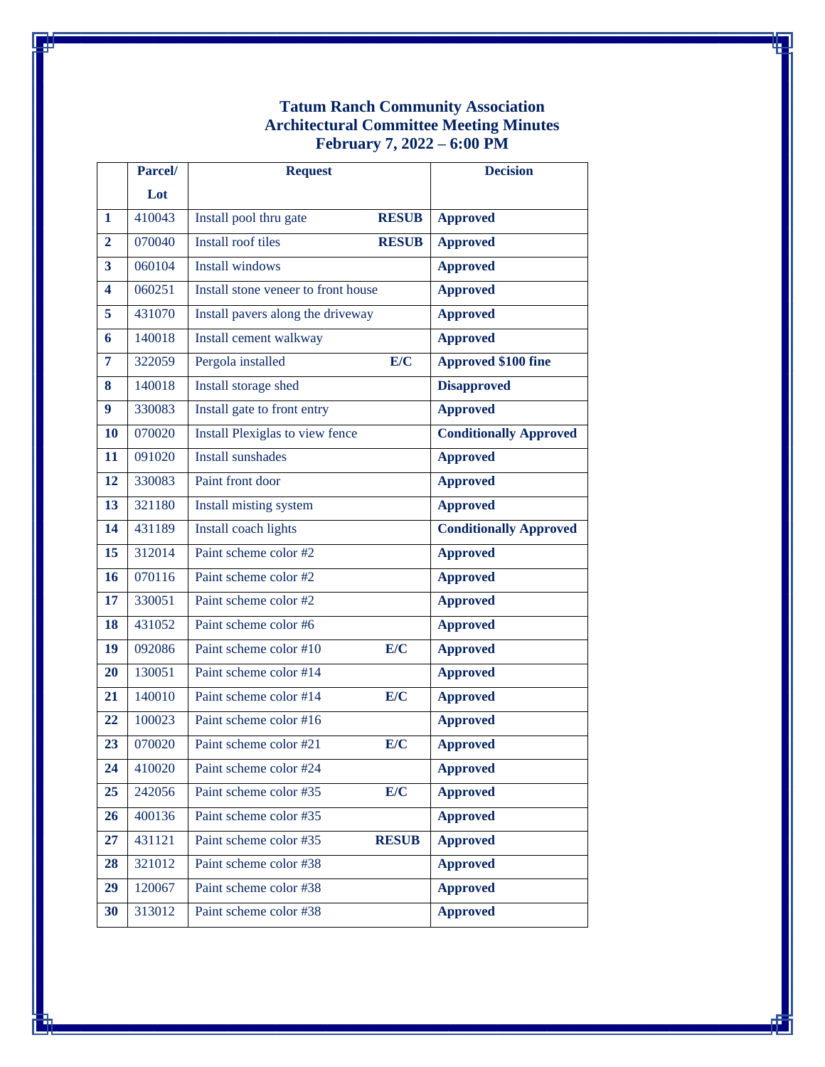# Tatum Ranch Community Association
## Architectural Committee Meeting Minutes
## February 7, 2022 – 6:00 PM

| | Parcel/ Lot | Request | | Decision |
|---|---|---|---|---|
| **1** | 410043 | Install pool thru gate | **RESUB** | **Approved** |
| **2** | 070040 | Install roof tiles | **RESUB** | **Approved** |
| **3** | 060104 | Install windows | | **Approved** |
| **4** | 060251 | Install stone veneer to front house | | **Approved** |
| **5** | 431070 | Install pavers along the driveway | | **Approved** |
| **6** | 140018 | Install cement walkway | | **Approved** |
| **7** | 322059 | Pergola installed | **E/C** | **Approved $100 fine** |
| **8** | 140018 | Install storage shed | | **Disapproved** |
| **9** | 330083 | Install gate to front entry | | **Approved** |
| **10** | 070020 | Install Plexiglas to view fence | | **Conditionally Approved** |
| **11** | 091020 | Install sunshades | | **Approved** |
| **12** | 330083 | Paint front door | | **Approved** |
| **13** | 321180 | Install misting system | | **Approved** |
| **14** | 431189 | Install coach lights | | **Conditionally Approved** |
| **15** | 312014 | Paint scheme color #2 | | **Approved** |
| **16** | 070116 | Paint scheme color #2 | | **Approved** |
| **17** | 330051 | Paint scheme color #2 | | **Approved** |
| **18** | 431052 | Paint scheme color #6 | | **Approved** |
| **19** | 092086 | Paint scheme color #10 | **E/C** | **Approved** |
| **20** | 130051 | Paint scheme color #14 | | **Approved** |
| **21** | 140010 | Paint scheme color #14 | **E/C** | **Approved** |
| **22** | 100023 | Paint scheme color #16 | | **Approved** |
| **23** | 070020 | Paint scheme color #21 | **E/C** | **Approved** |
| **24** | 410020 | Paint scheme color #24 | | **Approved** |
| **25** | 242056 | Paint scheme color #35 | **E/C** | **Approved** |
| **26** | 400136 | Paint scheme color #35 | | **Approved** |
| **27** | 431121 | Paint scheme color #35 | **RESUB** | **Approved** |
| **28** | 321012 | Paint scheme color #38 | | **Approved** |
| **29** | 120067 | Paint scheme color #38 | | **Approved** |
| **30** | 313012 | Paint scheme color #38 | | **Approved** |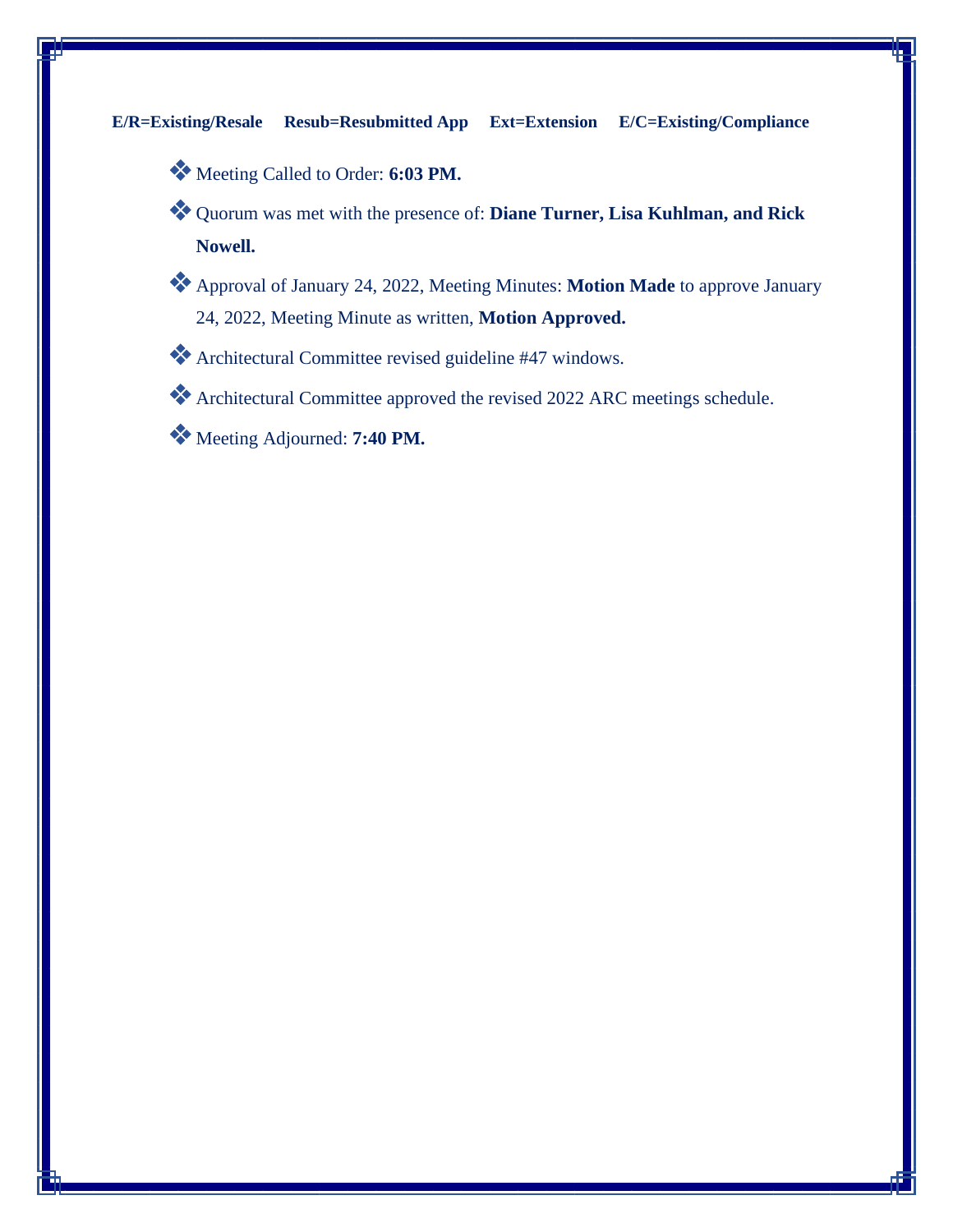**E/R=Existing/Resale Resub=Resubmitted App Ext=Extension E/C=Existing/Compliance**

- Meeting Called to Order: **6:03 PM.**
- Quorum was met with the presence of: **Diane Turner, Lisa Kuhlman, and Rick Nowell.**
- Approval of January 24, 2022, Meeting Minutes: **Motion Made** to approve January 24, 2022, Meeting Minute as written, **Motion Approved.**
- Architectural Committee revised guideline #47 windows.
- Architectural Committee approved the revised 2022 ARC meetings schedule.
- Meeting Adjourned: **7:40 PM.**